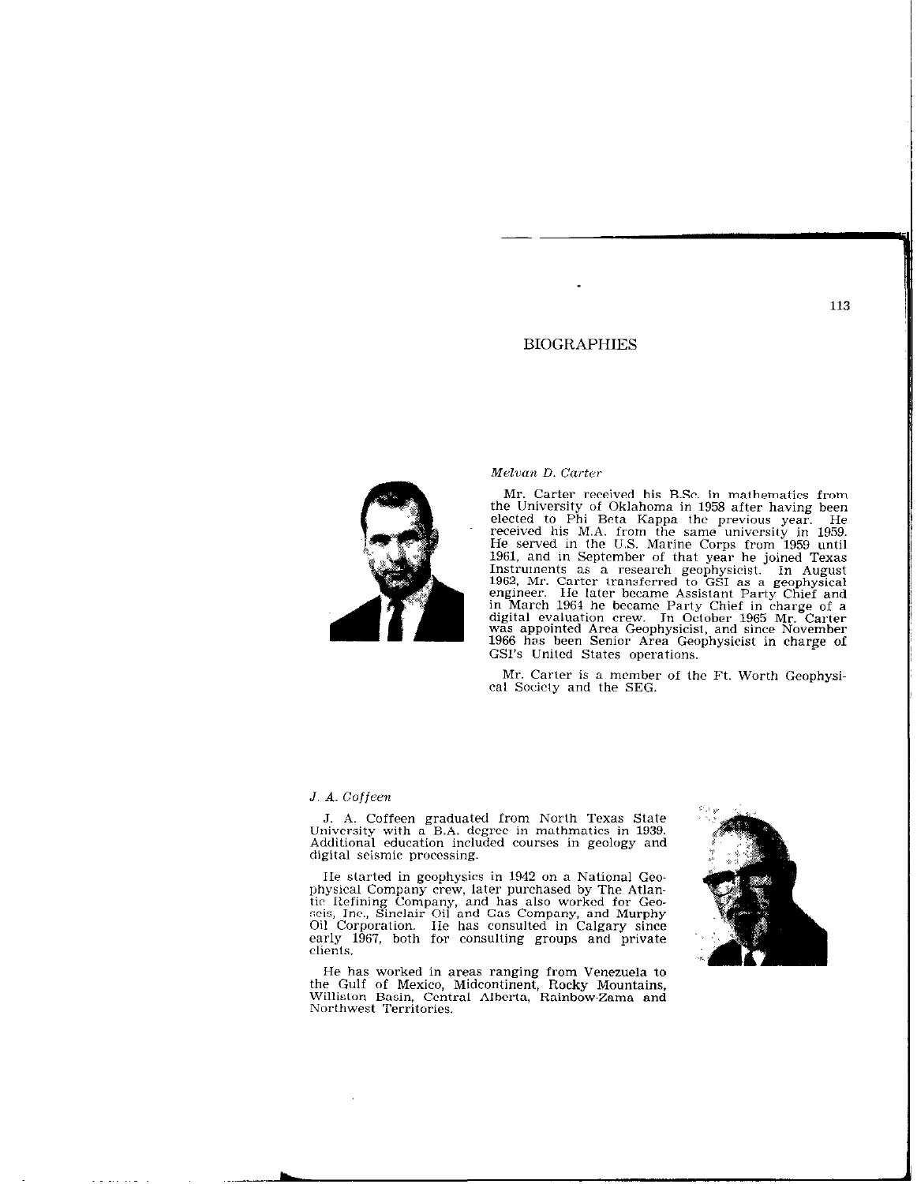# BIOGRAPHIES

*Melvan D. Carter*

Mr. Carter received his B.Sc. in mathematics from the University of Oklahoma in 1958 after having been elected to Phi Beta Kappa the previous year. He received his M.A. from the same university in 1959. He served in the U.S. Marine Corps from 1959 until 1961, and in September of that year he joined Texas Instruments as a research geophysicist. In August 1962, Mr. Carter transferred to GSI as a geophysical engineer. He later became Assistant Party Chief and in March 1964 he became Party Chief in charge of a digital evaluation crew. In October 1965 Mr. Carter was appointed Area Geophysicist, and since November 1966 has been Senior Area Geophysicist in charge of GSI's United States operations.

Mr. Carter is a member of the Ft. Worth Geophysical Society and the SEG.

*J. A. Coffeen*

J. A. Coffeen graduated from North Texas State University with a B.A. degree in mathmatics in 1939. Additional education included courses in geology and digital seismic processing.

He started in geophysics in 1942 on a National Geophysical Company crew, later purchased by The Atlantic Refining Company, and has also worked for Geoseis, Inc., Sinclair Oil and Gas Company, and Murphy Oil Corporation. He has consulted in Calgary since early 1967, both for consulting groups and private clients.

He has worked in areas ranging from Venezuela to the Gulf of Mexico, Midcontinent, Rocky Mountains, Williston Basin, Central Alberta, Rainbow-Zama and Northwest Territories.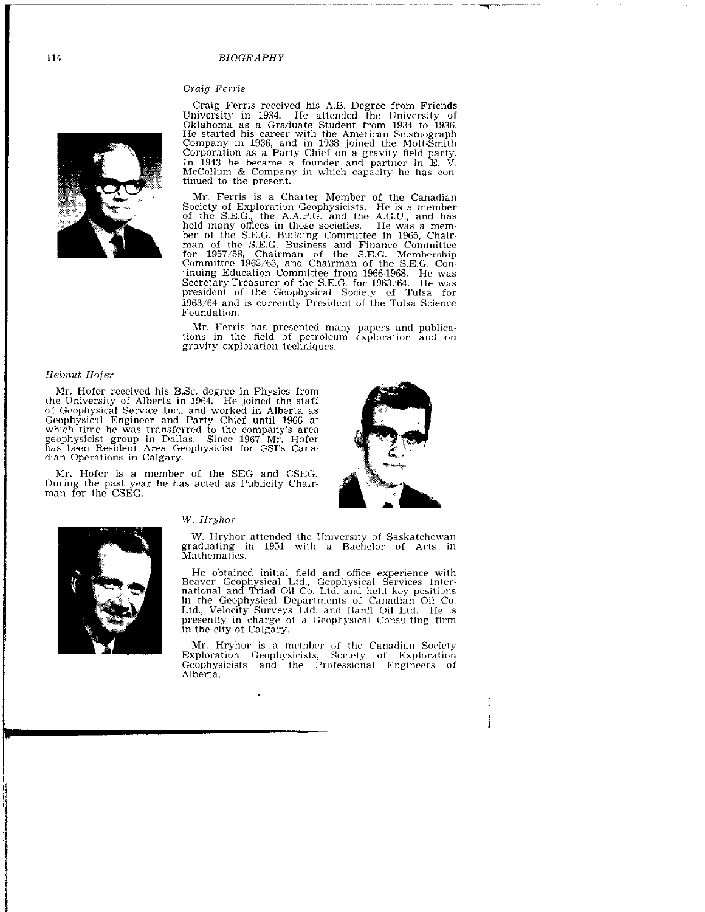*Craig Ferris*

Craig Ferris received his A.B. Degree from Friends University in 1934. He attended the University of Oklahoma as a Graduate Student from 1934 to 1936. He started his career with the American Seismograph Company in 1936, and in 1938 joined the Mott-Smith Corporation as a Party Chief on a gravity field party. In 1943 he became a founder and partner in E. V. McCollum & Company in which capacity he has continued to the present.

Mr. Ferris is a Charter Member of the Canadian Society of Exploration Geophysicists. He is a member of the S.E.G., the A.A.P.G. and the A.G.U., and has held many offices in those societies. He was a member of the S.E.G. Building Committee in 1965, Chairman of the S.E.G. Business and Finance Committee for 1957/58, Chairman of the S.E.G. Membership Committee 1962/63, and Chairman of the S.E.G. Continuing Education Committee from 1966-1968. He was Secretary-Treasurer of the S.E.G. for 1963/64. He was president of the Geophysical Society of Tulsa for 1963/64 and is currently President of the Tulsa Science Foundation.

Mr. Ferris has presented many papers and publications in the field of petroleum exploration and on gravity exploration techniques.

*Helmut Hofer*

Mr. Hofer received his B.Sc. degree in Physics from the University of Alberta in 1964. He joined the staff of Geophysical Service Inc., and worked in Alberta as Geophysical Engineer and Party Chief until 1966 at which time he was transferred to the company's area geophysicist group in Dallas. Since 1967 Mr. Hofer has been Resident Area Geophysicist for GSI's Canadian Operations in Calgary.

Mr. Hofer is a member of the SEG and CSEG. During the past year he has acted as Publicity Chairman for the CSEG.

*W. Hryhor*

W. Hryhor attended the University of Saskatchewan graduating in 1951 with a Bachelor of Arts in Mathematics.

He obtained initial field and office experience with Beaver Geophysical Ltd., Geophysical Services International and Triad Oil Co. Ltd. and held key positions in the Geophysical Departments of Canadian Oil Co. Ltd., Velocity Surveys Ltd. and Banff Oil Ltd. He is presently in charge of a Geophysical Consulting firm in the city of Calgary.

Mr. Hryhor is a member of the Canadian Society Exploration Geophysicists, Society of Exploration Geophysicists and the Professional Engineers of Alberta.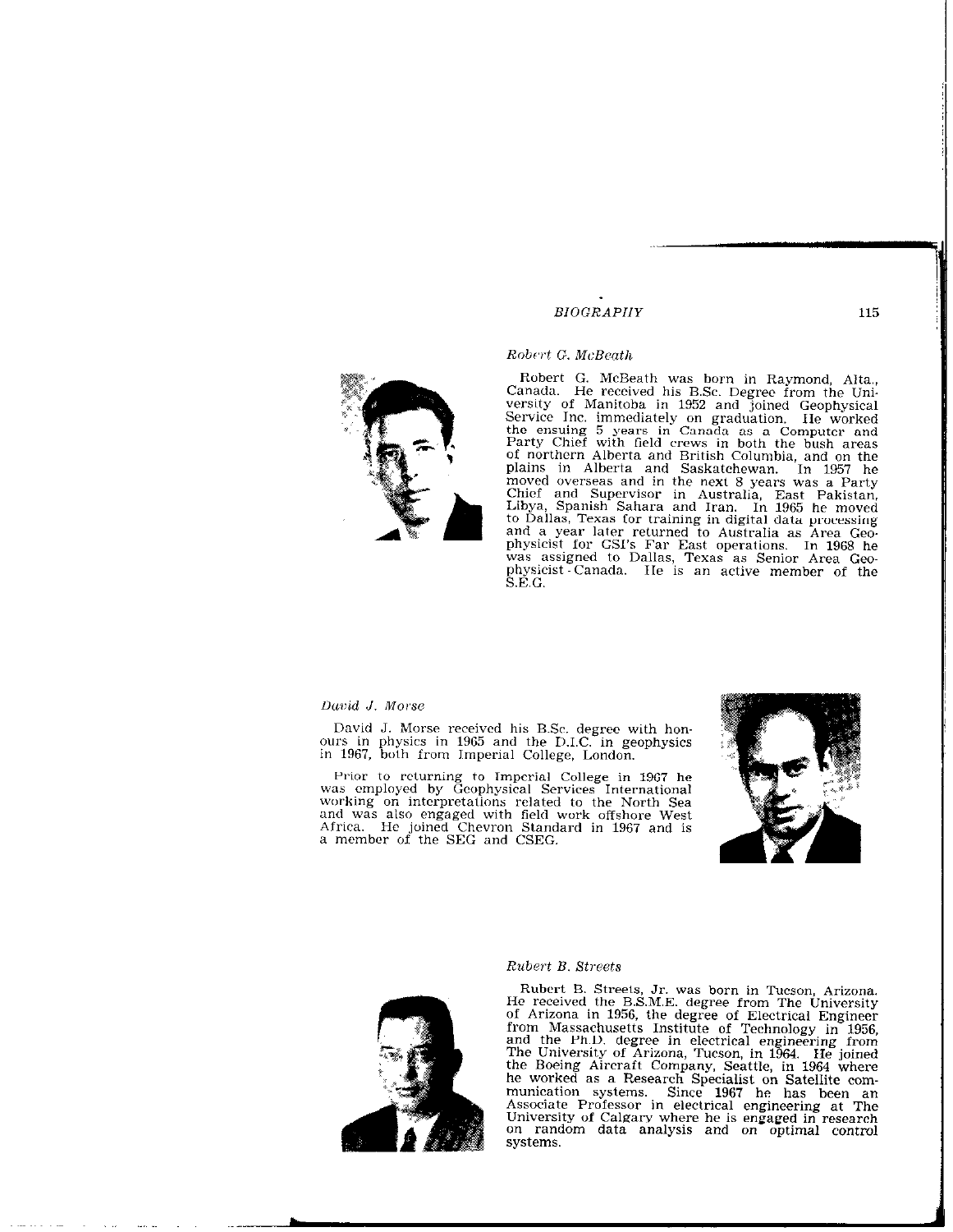### *Robert G. McBeath*

Robert G. McBeath was born in Raymond, Alta., Canada. He received his B.Sc. Degree from the University of Manitoba in 1952 and joined Geophysical Service Inc. immediately on graduation. He worked the ensuing 5 years in Canada as a Computer and Party Chief with field crews in both the bush areas of northern Alberta and British Columbia, and on the plains in Alberta and Saskatchewan. In 1957 he moved overseas and in the next 8 years was a Party Chief and Supervisor in Australia, East Pakistan, Libya, Spanish Sahara and Iran. In 1965 he moved to Dallas, Texas for training in digital data processing and a year later returned to Australia as Area Geophysicist for GSI's Far East operations. In 1968 he was assigned to Dallas, Texas as Senior Area Geophysicist - Canada. He is an active member of the S.E.G.

### *David J. Morse*

David J. Morse received his B.Sc. degree with honours in physics in 1965 and the D.I.C. in geophysics in 1967, both from Imperial College, London.

Prior to returning to Imperial College in 1967 he was employed by Geophysical Services International working on interpretations related to the North Sea and was also engaged with field work offshore West Africa. He joined Chevron Standard in 1967 and is a member of the SEG and CSEG.

### *Rubert B. Streets*

Rubert B. Streets, Jr. was born in Tucson, Arizona. He received the B.S.M.E. degree from The University of Arizona in 1956, the degree of Electrical Engineer from Massachusetts Institute of Technology in 1956, and the Ph.D. degree in electrical engineering from The University of Arizona, Tucson, in 1964. He joined the Boeing Aircraft Company, Seattle, in 1964 where he worked as a Research Specialist on Satellite communication systems. Since 1967 he has been an Associate Professor in electrical engineering at The University of Calgary where he is engaged in research on random data analysis and on optimal control systems.